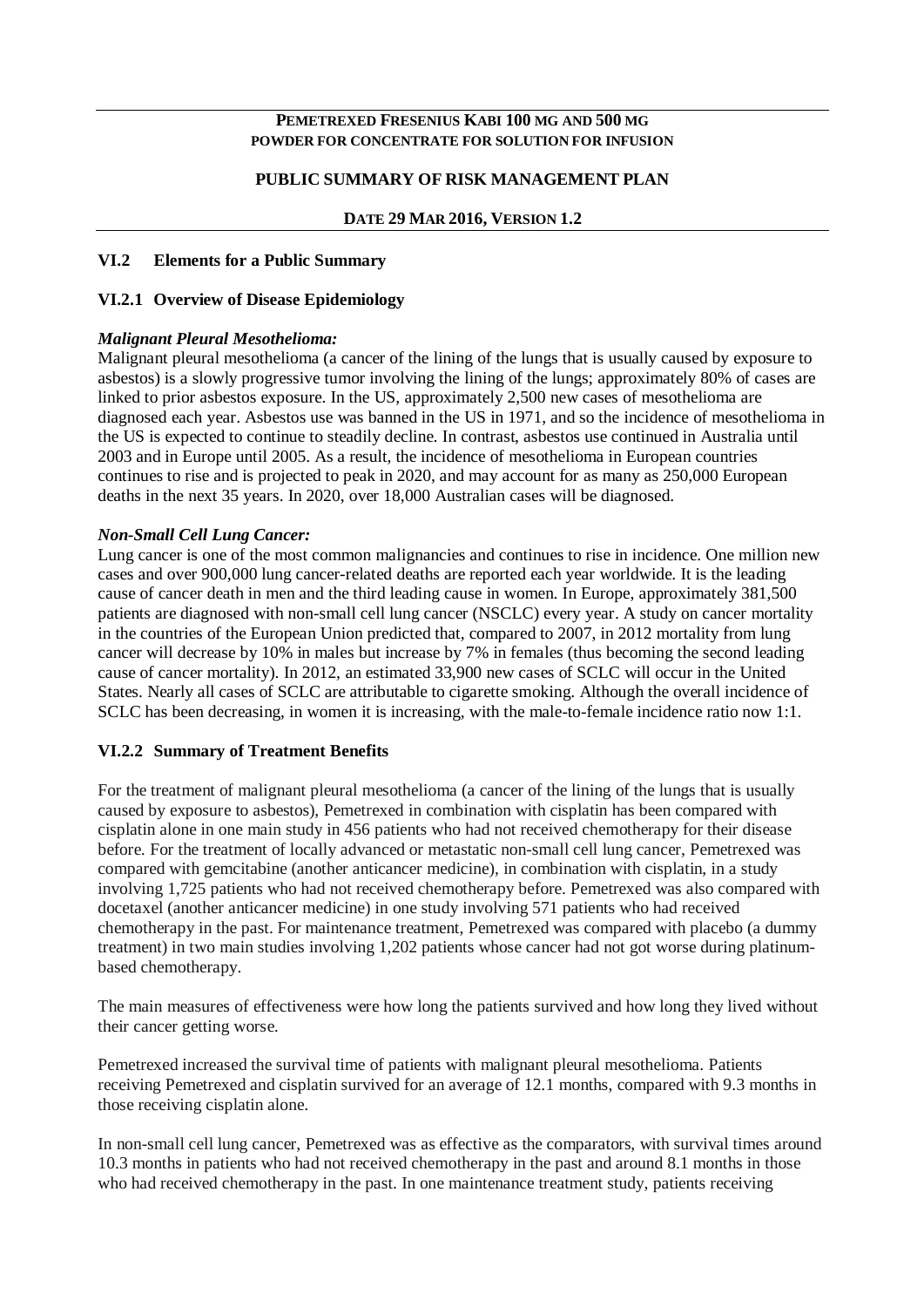**PEMETREXED FRESENIUS KABI 100 MG AND 500 MG**
**POWDER FOR CONCENTRATE FOR SOLUTION FOR INFUSION**

**PUBLIC SUMMARY OF RISK MANAGEMENT PLAN**

**DATE 29 MAR 2016, VERSION 1.2**

## VI.2 Elements for a Public Summary

### VI.2.1 Overview of Disease Epidemiology

***Malignant Pleural Mesothelioma:***

Malignant pleural mesothelioma (a cancer of the lining of the lungs that is usually caused by exposure to asbestos) is a slowly progressive tumor involving the lining of the lungs; approximately 80% of cases are linked to prior asbestos exposure. In the US, approximately 2,500 new cases of mesothelioma are diagnosed each year. Asbestos use was banned in the US in 1971, and so the incidence of mesothelioma in the US is expected to continue to steadily decline. In contrast, asbestos use continued in Australia until 2003 and in Europe until 2005. As a result, the incidence of mesothelioma in European countries continues to rise and is projected to peak in 2020, and may account for as many as 250,000 European deaths in the next 35 years. In 2020, over 18,000 Australian cases will be diagnosed.

***Non-Small Cell Lung Cancer:***

Lung cancer is one of the most common malignancies and continues to rise in incidence. One million new cases and over 900,000 lung cancer-related deaths are reported each year worldwide. It is the leading cause of cancer death in men and the third leading cause in women. In Europe, approximately 381,500 patients are diagnosed with non-small cell lung cancer (NSCLC) every year. A study on cancer mortality in the countries of the European Union predicted that, compared to 2007, in 2012 mortality from lung cancer will decrease by 10% in males but increase by 7% in females (thus becoming the second leading cause of cancer mortality). In 2012, an estimated 33,900 new cases of SCLC will occur in the United States. Nearly all cases of SCLC are attributable to cigarette smoking. Although the overall incidence of SCLC has been decreasing, in women it is increasing, with the male-to-female incidence ratio now 1:1.

### VI.2.2 Summary of Treatment Benefits

For the treatment of malignant pleural mesothelioma (a cancer of the lining of the lungs that is usually caused by exposure to asbestos), Pemetrexed in combination with cisplatin has been compared with cisplatin alone in one main study in 456 patients who had not received chemotherapy for their disease before. For the treatment of locally advanced or metastatic non-small cell lung cancer, Pemetrexed was compared with gemcitabine (another anticancer medicine), in combination with cisplatin, in a study involving 1,725 patients who had not received chemotherapy before. Pemetrexed was also compared with docetaxel (another anticancer medicine) in one study involving 571 patients who had received chemotherapy in the past. For maintenance treatment, Pemetrexed was compared with placebo (a dummy treatment) in two main studies involving 1,202 patients whose cancer had not got worse during platinum-based chemotherapy.

The main measures of effectiveness were how long the patients survived and how long they lived without their cancer getting worse.

Pemetrexed increased the survival time of patients with malignant pleural mesothelioma. Patients receiving Pemetrexed and cisplatin survived for an average of 12.1 months, compared with 9.3 months in those receiving cisplatin alone.

In non-small cell lung cancer, Pemetrexed was as effective as the comparators, with survival times around 10.3 months in patients who had not received chemotherapy in the past and around 8.1 months in those who had received chemotherapy in the past. In one maintenance treatment study, patients receiving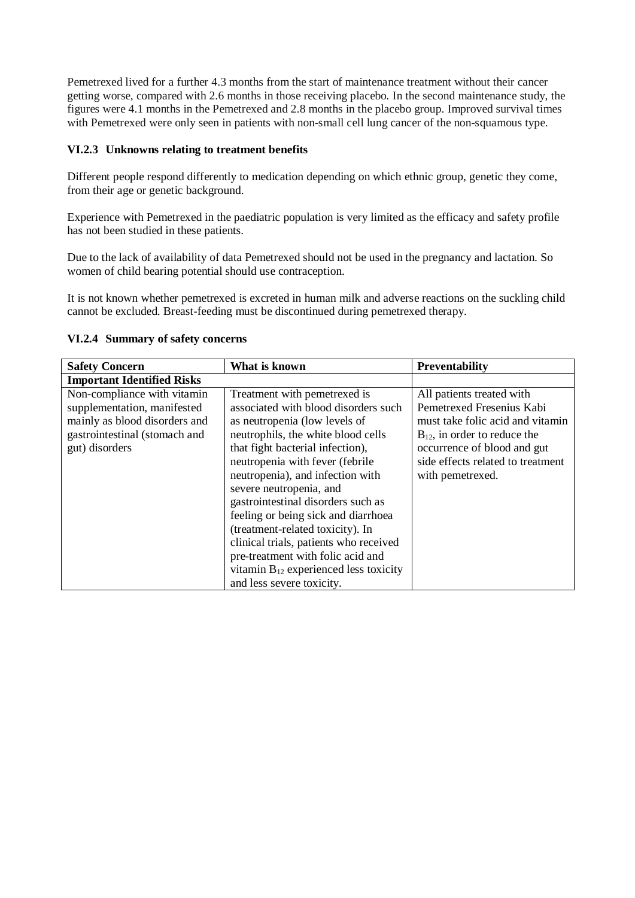Pemetrexed lived for a further 4.3 months from the start of maintenance treatment without their cancer getting worse, compared with 2.6 months in those receiving placebo. In the second maintenance study, the figures were 4.1 months in the Pemetrexed and 2.8 months in the placebo group. Improved survival times with Pemetrexed were only seen in patients with non-small cell lung cancer of the non-squamous type.

### VI.2.3 Unknowns relating to treatment benefits

Different people respond differently to medication depending on which ethnic group, genetic they come, from their age or genetic background.

Experience with Pemetrexed in the paediatric population is very limited as the efficacy and safety profile has not been studied in these patients.

Due to the lack of availability of data Pemetrexed should not be used in the pregnancy and lactation. So women of child bearing potential should use contraception.

It is not known whether pemetrexed is excreted in human milk and adverse reactions on the suckling child cannot be excluded. Breast-feeding must be discontinued during pemetrexed therapy.

### VI.2.4 Summary of safety concerns

| Safety Concern | What is known | Preventability |
|---|---|---|
| **Important Identified Risks** | | |
| Non-compliance with vitamin supplementation, manifested mainly as blood disorders and gastrointestinal (stomach and gut) disorders | Treatment with pemetrexed is associated with blood disorders such as neutropenia (low levels of neutrophils, the white blood cells that fight bacterial infection), neutropenia with fever (febrile neutropenia), and infection with severe neutropenia, and gastrointestinal disorders such as feeling or being sick and diarrhoea (treatment-related toxicity). In clinical trials, patients who received pre-treatment with folic acid and vitamin $B_{12}$ experienced less toxicity and less severe toxicity. | All patients treated with Pemetrexed Fresenius Kabi must take folic acid and vitamin $B_{12}$, in order to reduce the occurrence of blood and gut side effects related to treatment with pemetrexed. |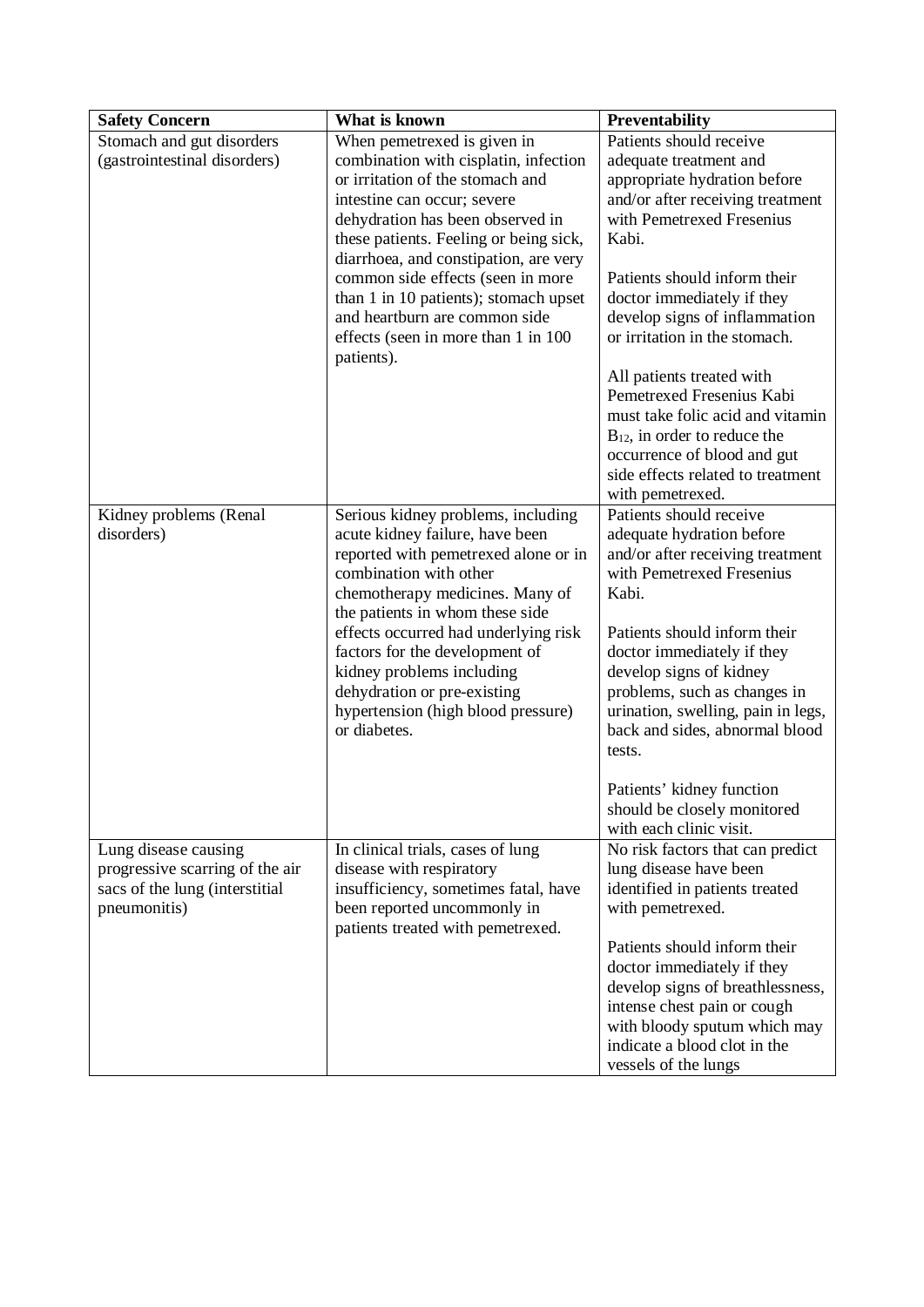| Safety Concern | What is known | Preventability |
| --- | --- | --- |
| Stomach and gut disorders (gastrointestinal disorders) | When pemetrexed is given in combination with cisplatin, infection or irritation of the stomach and intestine can occur; severe dehydration has been observed in these patients. Feeling or being sick, diarrhoea, and constipation, are very common side effects (seen in more than 1 in 10 patients); stomach upset and heartburn are common side effects (seen in more than 1 in 100 patients). | Patients should receive adequate treatment and appropriate hydration before and/or after receiving treatment with Pemetrexed Fresenius Kabi.<br><br>Patients should inform their doctor immediately if they develop signs of inflammation or irritation in the stomach.<br><br>All patients treated with Pemetrexed Fresenius Kabi must take folic acid and vitamin $B_{12}$, in order to reduce the occurrence of blood and gut side effects related to treatment with pemetrexed. |
| Kidney problems (Renal disorders) | Serious kidney problems, including acute kidney failure, have been reported with pemetrexed alone or in combination with other chemotherapy medicines. Many of the patients in whom these side effects occurred had underlying risk factors for the development of kidney problems including dehydration or pre-existing hypertension (high blood pressure) or diabetes. | Patients should receive adequate hydration before and/or after receiving treatment with Pemetrexed Fresenius Kabi.<br><br>Patients should inform their doctor immediately if they develop signs of kidney problems, such as changes in urination, swelling, pain in legs, back and sides, abnormal blood tests.<br><br>Patients' kidney function should be closely monitored with each clinic visit. |
| Lung disease causing progressive scarring of the air sacs of the lung (interstitial pneumonitis) | In clinical trials, cases of lung disease with respiratory insufficiency, sometimes fatal, have been reported uncommonly in patients treated with pemetrexed. | No risk factors that can predict lung disease have been identified in patients treated with pemetrexed.<br><br>Patients should inform their doctor immediately if they develop signs of breathlessness, intense chest pain or cough with bloody sputum which may indicate a blood clot in the vessels of the lungs |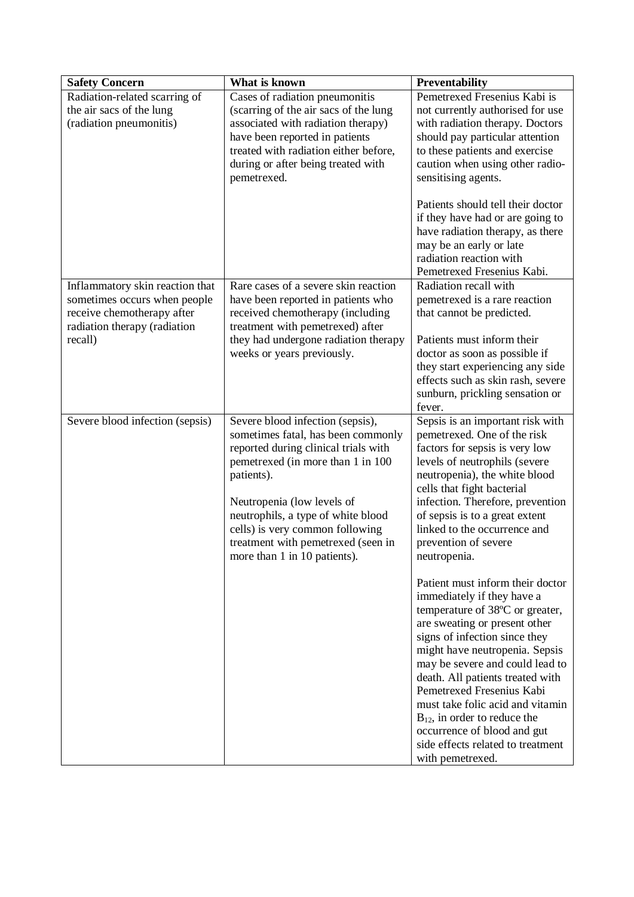| Safety Concern | What is known | Preventability |
|---|---|---|
| Radiation-related scarring of the air sacs of the lung (radiation pneumonitis) | Cases of radiation pneumonitis (scarring of the air sacs of the lung associated with radiation therapy) have been reported in patients treated with radiation either before, during or after being treated with pemetrexed. | Pemetrexed Fresenius Kabi is not currently authorised for use with radiation therapy. Doctors should pay particular attention to these patients and exercise caution when using other radio-sensitising agents.<br><br>Patients should tell their doctor if they have had or are going to have radiation therapy, as there may be an early or late radiation reaction with Pemetrexed Fresenius Kabi. |
| Inflammatory skin reaction that sometimes occurs when people receive chemotherapy after radiation therapy (radiation recall) | Rare cases of a severe skin reaction have been reported in patients who received chemotherapy (including treatment with pemetrexed) after they had undergone radiation therapy weeks or years previously. | Radiation recall with pemetrexed is a rare reaction that cannot be predicted.<br><br>Patients must inform their doctor as soon as possible if they start experiencing any side effects such as skin rash, severe sunburn, prickling sensation or fever. |
| Severe blood infection (sepsis) | Severe blood infection (sepsis), sometimes fatal, has been commonly reported during clinical trials with pemetrexed (in more than 1 in 100 patients).<br><br>Neutropenia (low levels of neutrophils, a type of white blood cells) is very common following treatment with pemetrexed (seen in more than 1 in 10 patients). | Sepsis is an important risk with pemetrexed. One of the risk factors for sepsis is very low levels of neutrophils (severe neutropenia), the white blood cells that fight bacterial infection. Therefore, prevention of sepsis is to a great extent linked to the occurrence and prevention of severe neutropenia.<br><br>Patient must inform their doctor immediately if they have a temperature of 38ºC or greater, are sweating or present other signs of infection since they might have neutropenia. Sepsis may be severe and could lead to death. All patients treated with Pemetrexed Fresenius Kabi must take folic acid and vitamin $B_{12}$, in order to reduce the occurrence of blood and gut side effects related to treatment with pemetrexed. |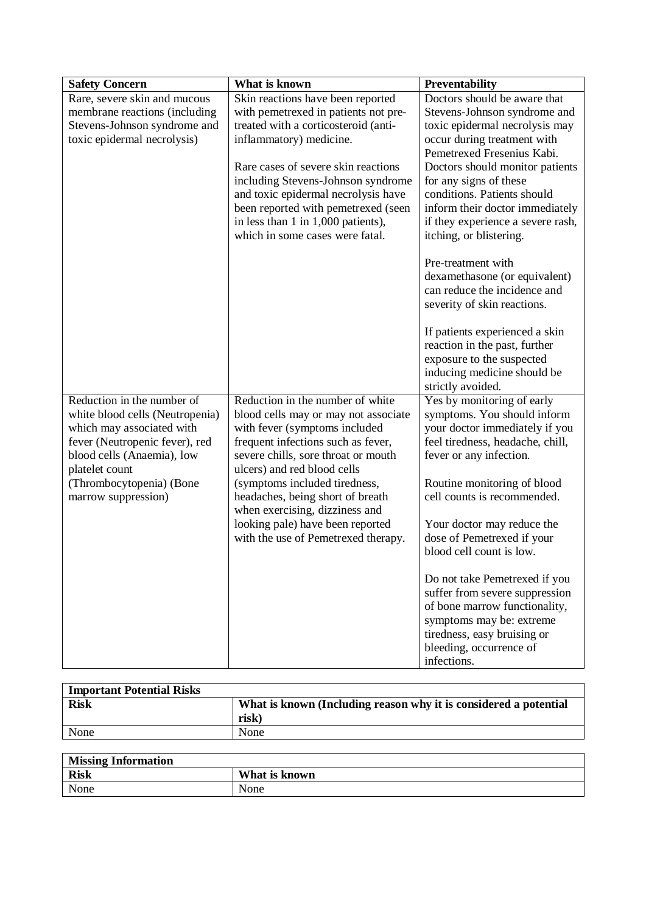| Safety Concern | What is known | Preventability |
|---|---|---|
| Rare, severe skin and mucous membrane reactions (including Stevens-Johnson syndrome and toxic epidermal necrolysis) | Skin reactions have been reported with pemetrexed in patients not pre-treated with a corticosteroid (anti-inflammatory) medicine.<br><br>Rare cases of severe skin reactions including Stevens-Johnson syndrome and toxic epidermal necrolysis have been reported with pemetrexed (seen in less than 1 in 1,000 patients), which in some cases were fatal. | Doctors should be aware that Stevens-Johnson syndrome and toxic epidermal necrolysis may occur during treatment with Pemetrexed Fresenius Kabi. Doctors should monitor patients for any signs of these conditions. Patients should inform their doctor immediately if they experience a severe rash, itching, or blistering.<br><br>Pre-treatment with dexamethasone (or equivalent) can reduce the incidence and severity of skin reactions.<br><br>If patients experienced a skin reaction in the past, further exposure to the suspected inducing medicine should be strictly avoided. |
| Reduction in the number of white blood cells (Neutropenia) which may associated with fever (Neutropenic fever), red blood cells (Anaemia), low platelet count (Thrombocytopenia) (Bone marrow suppression) | Reduction in the number of white blood cells may or may not associate with fever (symptoms included frequent infections such as fever, severe chills, sore throat or mouth ulcers) and red blood cells (symptoms included tiredness, headaches, being short of breath when exercising, dizziness and looking pale) have been reported with the use of Pemetrexed therapy. | Yes by monitoring of early symptoms. You should inform your doctor immediately if you feel tiredness, headache, chill, fever or any infection.<br><br>Routine monitoring of blood cell counts is recommended.<br><br>Your doctor may reduce the dose of Pemetrexed if your blood cell count is low.<br><br>Do not take Pemetrexed if you suffer from severe suppression of bone marrow functionality, symptoms may be: extreme tiredness, easy bruising or bleeding, occurrence of infections. |

| **Important Potential Risks** | |
|---|---|
| **Risk** | **What is known (Including reason why it is considered a potential risk)** |
| None | None |

| **Missing Information** | |
|---|---|
| **Risk** | **What is known** |
| None | None |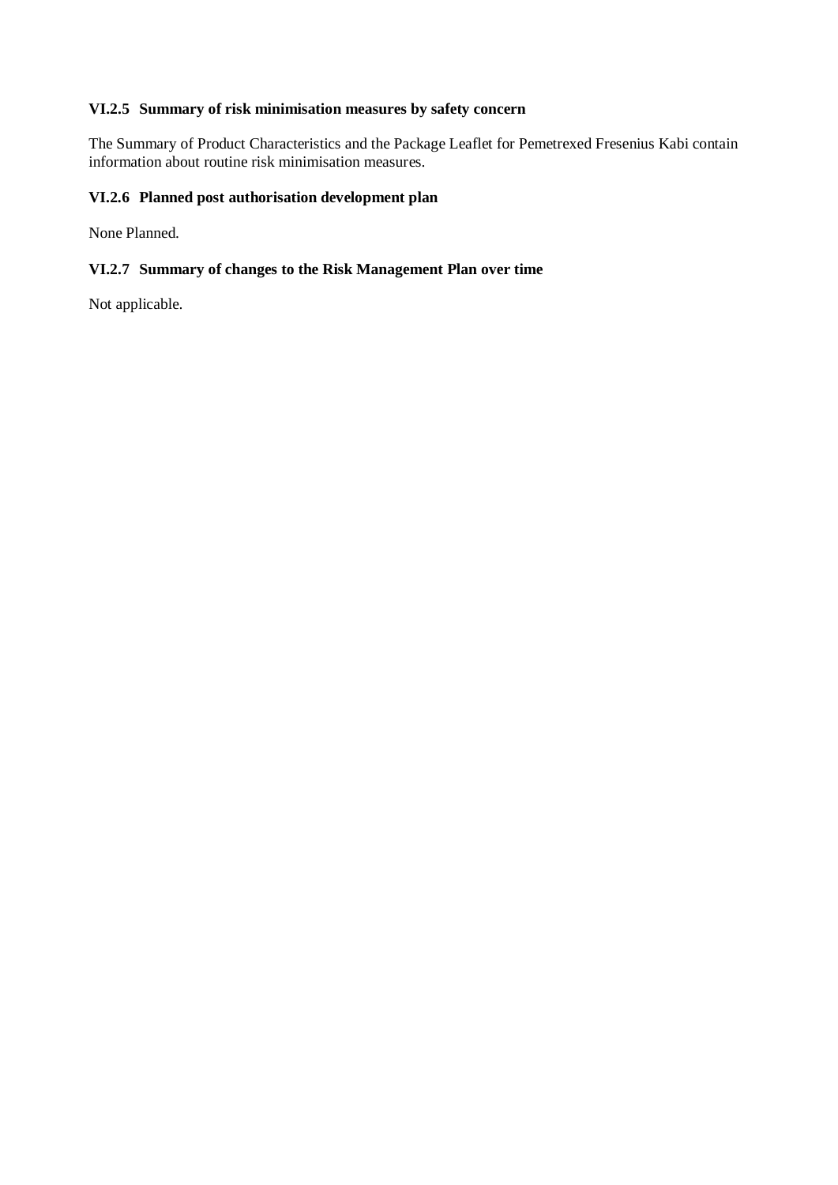### VI.2.5 Summary of risk minimisation measures by safety concern

The Summary of Product Characteristics and the Package Leaflet for Pemetrexed Fresenius Kabi contain information about routine risk minimisation measures.

### VI.2.6 Planned post authorisation development plan

None Planned.

### VI.2.7 Summary of changes to the Risk Management Plan over time

Not applicable.